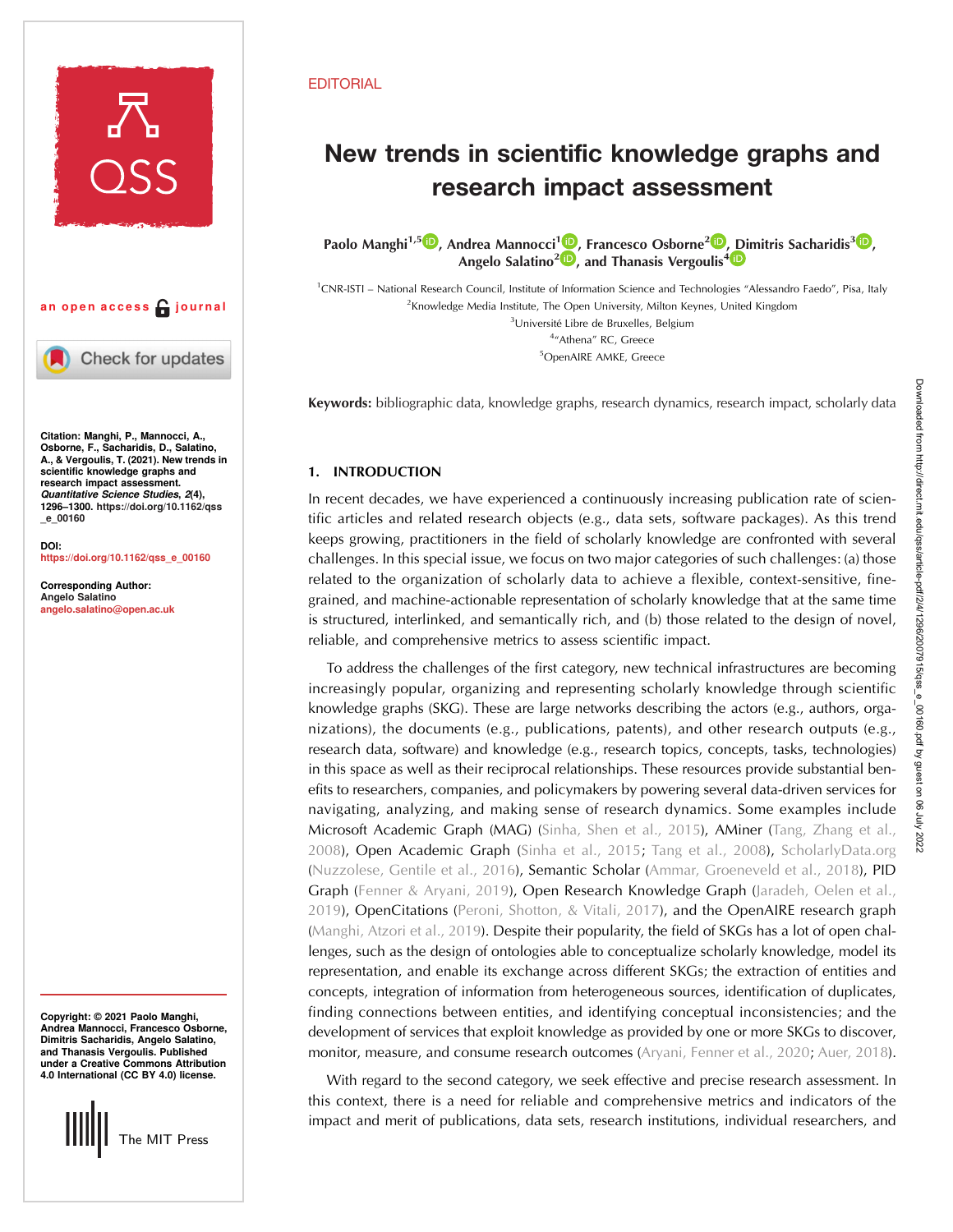EDITORIAL

# New trends in scientific knowledge graphs and research impact assessment

**Paolo Manghi**[1,5], **Andrea Mannocci**[1], **Francesco Osborne**[2], **Dimitris Sacharidis**[3], **Angelo Salatino**[2], **and Thanasis Vergoulis**[4]

[1]CNR-ISTI – National Research Council, Institute of Information Science and Technologies "Alessandro Faedo", Pisa, Italy
[2]Knowledge Media Institute, The Open University, Milton Keynes, United Kingdom
[3]Université Libre de Bruxelles, Belgium
[4]"Athena" RC, Greece
[5]OpenAIRE AMKE, Greece

an open access journal

Citation: Manghi, P., Mannocci, A., Osborne, F., Sacharidis, D., Salatino, A., & Vergoulis, T. (2021). New trends in scientific knowledge graphs and research impact assessment. *Quantitative Science Studies*, 2(4), 1296–1300. https://doi.org/10.1162/qss_e_00160

DOI: https://doi.org/10.1162/qss_e_00160

Corresponding Author: Angelo Salatino angelo.salatino@open.ac.uk

Copyright: © 2021 Paolo Manghi, Andrea Mannocci, Francesco Osborne, Dimitris Sacharidis, Angelo Salatino, and Thanasis Vergoulis. Published under a Creative Commons Attribution 4.0 International (CC BY 4.0) license.

**Keywords:** bibliographic data, knowledge graphs, research dynamics, research impact, scholarly data

## 1. INTRODUCTION

In recent decades, we have experienced a continuously increasing publication rate of scientific articles and related research objects (e.g., data sets, software packages). As this trend keeps growing, practitioners in the field of scholarly knowledge are confronted with several challenges. In this special issue, we focus on two major categories of such challenges: (a) those related to the organization of scholarly data to achieve a flexible, context-sensitive, fine-grained, and machine-actionable representation of scholarly knowledge that at the same time is structured, interlinked, and semantically rich, and (b) those related to the design of novel, reliable, and comprehensive metrics to assess scientific impact.

To address the challenges of the first category, new technical infrastructures are becoming increasingly popular, organizing and representing scholarly knowledge through scientific knowledge graphs (SKG). These are large networks describing the actors (e.g., authors, organizations), the documents (e.g., publications, patents), and other research outputs (e.g., research data, software) and knowledge (e.g., research topics, concepts, tasks, technologies) in this space as well as their reciprocal relationships. These resources provide substantial benefits to researchers, companies, and policymakers by powering several data-driven services for navigating, analyzing, and making sense of research dynamics. Some examples include Microsoft Academic Graph (MAG) (Sinha, Shen et al., 2015), AMiner (Tang, Zhang et al., 2008), Open Academic Graph (Sinha et al., 2015; Tang et al., 2008), ScholarlyData.org (Nuzzolese, Gentile et al., 2016), Semantic Scholar (Ammar, Groeneveld et al., 2018), PID Graph (Fenner & Aryani, 2019), Open Research Knowledge Graph (Jaradeh, Oelen et al., 2019), OpenCitations (Peroni, Shotton, & Vitali, 2017), and the OpenAIRE research graph (Manghi, Atzori et al., 2019). Despite their popularity, the field of SKGs has a lot of open challenges, such as the design of ontologies able to conceptualize scholarly knowledge, model its representation, and enable its exchange across different SKGs; the extraction of entities and concepts, integration of information from heterogeneous sources, identification of duplicates, finding connections between entities, and identifying conceptual inconsistencies; and the development of services that exploit knowledge as provided by one or more SKGs to discover, monitor, measure, and consume research outcomes (Aryani, Fenner et al., 2020; Auer, 2018).

With regard to the second category, we seek effective and precise research assessment. In this context, there is a need for reliable and comprehensive metrics and indicators of the impact and merit of publications, data sets, research institutions, individual researchers, and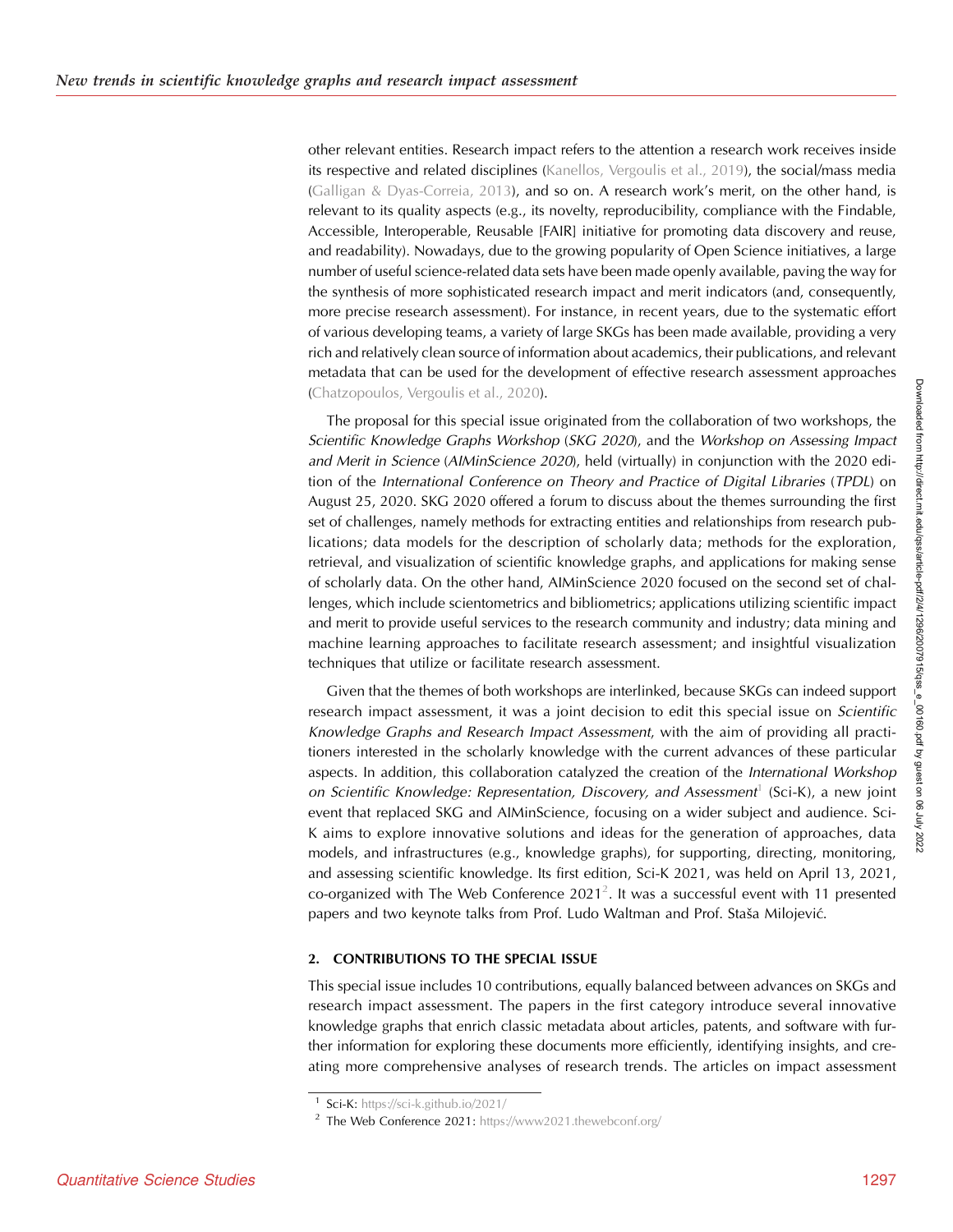other relevant entities. Research impact refers to the attention a research work receives inside its respective and related disciplines (Kanellos, Vergoulis et al., 2019), the social/mass media (Galligan & Dyas-Correia, 2013), and so on. A research work's merit, on the other hand, is relevant to its quality aspects (e.g., its novelty, reproducibility, compliance with the Findable, Accessible, Interoperable, Reusable [FAIR] initiative for promoting data discovery and reuse, and readability). Nowadays, due to the growing popularity of Open Science initiatives, a large number of useful science-related data sets have been made openly available, paving the way for the synthesis of more sophisticated research impact and merit indicators (and, consequently, more precise research assessment). For instance, in recent years, due to the systematic effort of various developing teams, a variety of large SKGs has been made available, providing a very rich and relatively clean source of information about academics, their publications, and relevant metadata that can be used for the development of effective research assessment approaches (Chatzopoulos, Vergoulis et al., 2020).

The proposal for this special issue originated from the collaboration of two workshops, the *Scientific Knowledge Graphs Workshop* (*SKG 2020*), and the *Workshop on Assessing Impact and Merit in Science* (*AIMinScience 2020*), held (virtually) in conjunction with the 2020 edition of the *International Conference on Theory and Practice of Digital Libraries* (*TPDL*) on August 25, 2020. SKG 2020 offered a forum to discuss about the themes surrounding the first set of challenges, namely methods for extracting entities and relationships from research publications; data models for the description of scholarly data; methods for the exploration, retrieval, and visualization of scientific knowledge graphs, and applications for making sense of scholarly data. On the other hand, AIMinScience 2020 focused on the second set of challenges, which include scientometrics and bibliometrics; applications utilizing scientific impact and merit to provide useful services to the research community and industry; data mining and machine learning approaches to facilitate research assessment; and insightful visualization techniques that utilize or facilitate research assessment.

Given that the themes of both workshops are interlinked, because SKGs can indeed support research impact assessment, it was a joint decision to edit this special issue on *Scientific Knowledge Graphs and Research Impact Assessment*, with the aim of providing all practitioners interested in the scholarly knowledge with the current advances of these particular aspects. In addition, this collaboration catalyzed the creation of the *International Workshop on Scientific Knowledge: Representation, Discovery, and Assessment*[1] (Sci-K), a new joint event that replaced SKG and AIMinScience, focusing on a wider subject and audience. Sci-K aims to explore innovative solutions and ideas for the generation of approaches, data models, and infrastructures (e.g., knowledge graphs), for supporting, directing, monitoring, and assessing scientific knowledge. Its first edition, Sci-K 2021, was held on April 13, 2021, co-organized with The Web Conference 2021[2]. It was a successful event with 11 presented papers and two keynote talks from Prof. Ludo Waltman and Prof. Staša Milojević.

## 2. CONTRIBUTIONS TO THE SPECIAL ISSUE

This special issue includes 10 contributions, equally balanced between advances on SKGs and research impact assessment. The papers in the first category introduce several innovative knowledge graphs that enrich classic metadata about articles, patents, and software with further information for exploring these documents more efficiently, identifying insights, and creating more comprehensive analyses of research trends. The articles on impact assessment

[1] Sci-K: https://sci-k.github.io/2021/

[2] The Web Conference 2021: https://www2021.thewebconf.org/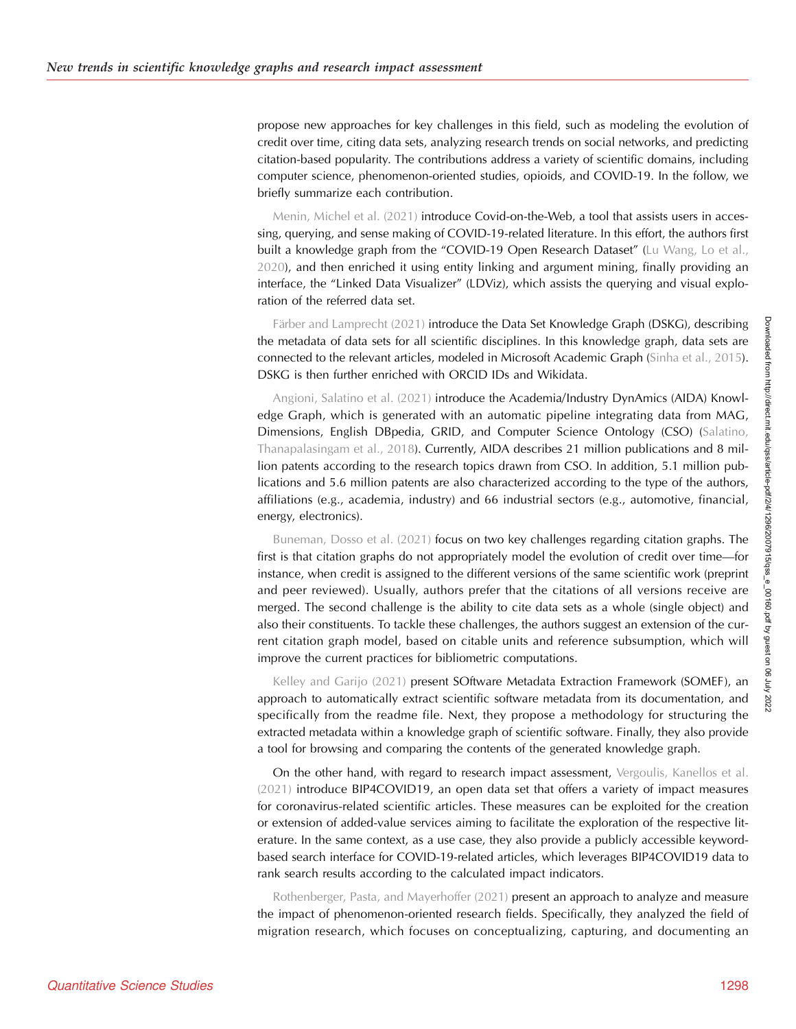propose new approaches for key challenges in this field, such as modeling the evolution of credit over time, citing data sets, analyzing research trends on social networks, and predicting citation-based popularity. The contributions address a variety of scientific domains, including computer science, phenomenon-oriented studies, opioids, and COVID-19. In the follow, we briefly summarize each contribution.

Menin, Michel et al. (2021) introduce Covid-on-the-Web, a tool that assists users in accessing, querying, and sense making of COVID-19-related literature. In this effort, the authors first built a knowledge graph from the "COVID-19 Open Research Dataset" (Lu Wang, Lo et al., 2020), and then enriched it using entity linking and argument mining, finally providing an interface, the "Linked Data Visualizer" (LDViz), which assists the querying and visual exploration of the referred data set.

Färber and Lamprecht (2021) introduce the Data Set Knowledge Graph (DSKG), describing the metadata of data sets for all scientific disciplines. In this knowledge graph, data sets are connected to the relevant articles, modeled in Microsoft Academic Graph (Sinha et al., 2015). DSKG is then further enriched with ORCID IDs and Wikidata.

Angioni, Salatino et al. (2021) introduce the Academia/Industry DynAmics (AIDA) Knowledge Graph, which is generated with an automatic pipeline integrating data from MAG, Dimensions, English DBpedia, GRID, and Computer Science Ontology (CSO) (Salatino, Thanapalasingam et al., 2018). Currently, AIDA describes 21 million publications and 8 million patents according to the research topics drawn from CSO. In addition, 5.1 million publications and 5.6 million patents are also characterized according to the type of the authors, affiliations (e.g., academia, industry) and 66 industrial sectors (e.g., automotive, financial, energy, electronics).

Buneman, Dosso et al. (2021) focus on two key challenges regarding citation graphs. The first is that citation graphs do not appropriately model the evolution of credit over time—for instance, when credit is assigned to the different versions of the same scientific work (preprint and peer reviewed). Usually, authors prefer that the citations of all versions receive are merged. The second challenge is the ability to cite data sets as a whole (single object) and also their constituents. To tackle these challenges, the authors suggest an extension of the current citation graph model, based on citable units and reference subsumption, which will improve the current practices for bibliometric computations.

Kelley and Garijo (2021) present SOftware Metadata Extraction Framework (SOMEF), an approach to automatically extract scientific software metadata from its documentation, and specifically from the readme file. Next, they propose a methodology for structuring the extracted metadata within a knowledge graph of scientific software. Finally, they also provide a tool for browsing and comparing the contents of the generated knowledge graph.

On the other hand, with regard to research impact assessment, Vergoulis, Kanellos et al. (2021) introduce BIP4COVID19, an open data set that offers a variety of impact measures for coronavirus-related scientific articles. These measures can be exploited for the creation or extension of added-value services aiming to facilitate the exploration of the respective literature. In the same context, as a use case, they also provide a publicly accessible keyword-based search interface for COVID-19-related articles, which leverages BIP4COVID19 data to rank search results according to the calculated impact indicators.

Rothenberger, Pasta, and Mayerhoffer (2021) present an approach to analyze and measure the impact of phenomenon-oriented research fields. Specifically, they analyzed the field of migration research, which focuses on conceptualizing, capturing, and documenting an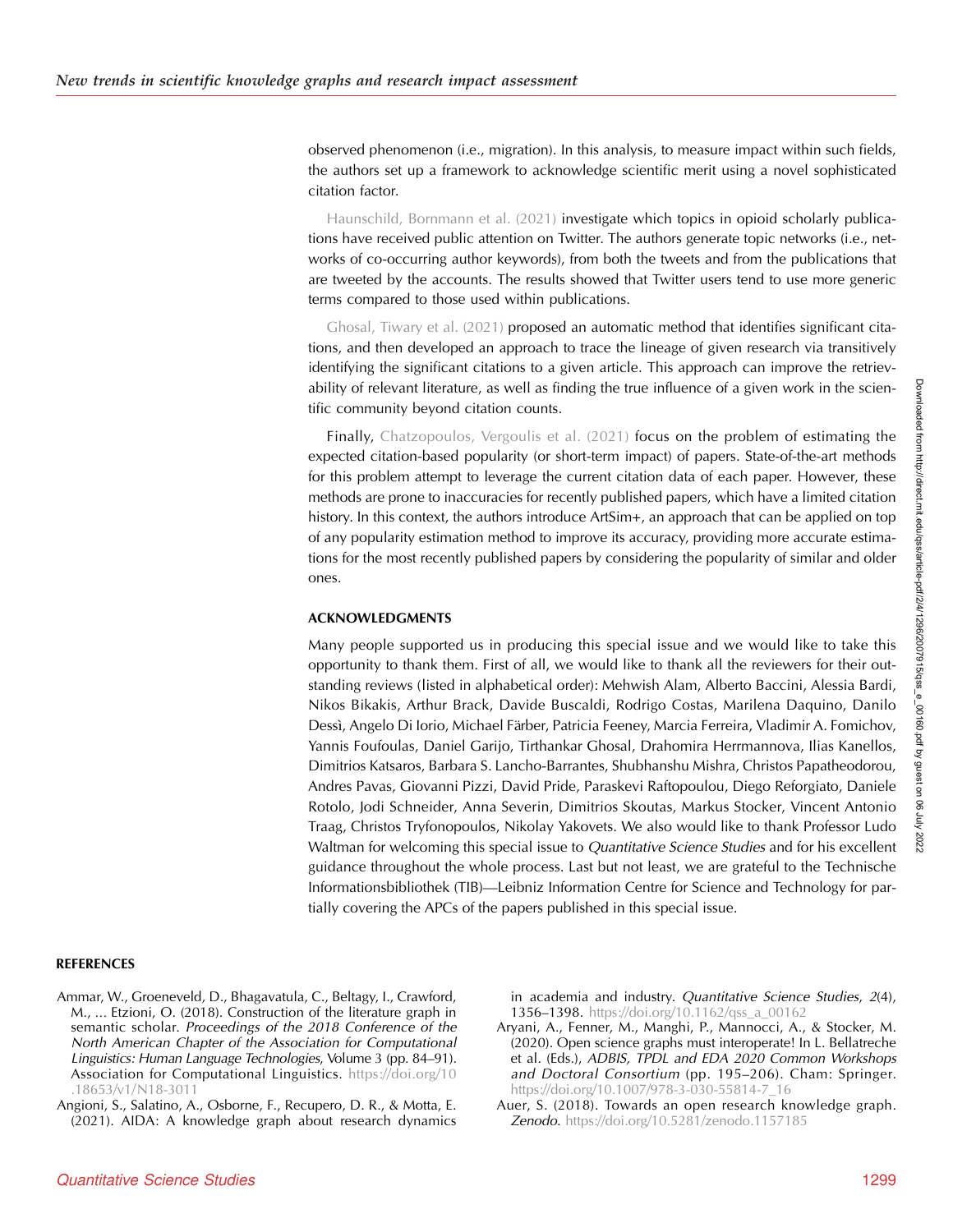observed phenomenon (i.e., migration). In this analysis, to measure impact within such fields, the authors set up a framework to acknowledge scientific merit using a novel sophisticated citation factor.

Haunschild, Bornmann et al. (2021) investigate which topics in opioid scholarly publications have received public attention on Twitter. The authors generate topic networks (i.e., networks of co-occurring author keywords), from both the tweets and from the publications that are tweeted by the accounts. The results showed that Twitter users tend to use more generic terms compared to those used within publications.

Ghosal, Tiwary et al. (2021) proposed an automatic method that identifies significant citations, and then developed an approach to trace the lineage of given research via transitively identifying the significant citations to a given article. This approach can improve the retrievability of relevant literature, as well as finding the true influence of a given work in the scientific community beyond citation counts.

Finally, Chatzopoulos, Vergoulis et al. (2021) focus on the problem of estimating the expected citation-based popularity (or short-term impact) of papers. State-of-the-art methods for this problem attempt to leverage the current citation data of each paper. However, these methods are prone to inaccuracies for recently published papers, which have a limited citation history. In this context, the authors introduce ArtSim+, an approach that can be applied on top of any popularity estimation method to improve its accuracy, providing more accurate estimations for the most recently published papers by considering the popularity of similar and older ones.

## ACKNOWLEDGMENTS

Many people supported us in producing this special issue and we would like to take this opportunity to thank them. First of all, we would like to thank all the reviewers for their outstanding reviews (listed in alphabetical order): Mehwish Alam, Alberto Baccini, Alessia Bardi, Nikos Bikakis, Arthur Brack, Davide Buscaldi, Rodrigo Costas, Marilena Daquino, Danilo Dessì, Angelo Di Iorio, Michael Färber, Patricia Feeney, Marcia Ferreira, Vladimir A. Fomichov, Yannis Foufoulas, Daniel Garijo, Tirthankar Ghosal, Drahomira Herrmannova, Ilias Kanellos, Dimitrios Katsaros, Barbara S. Lancho-Barrantes, Shubhanshu Mishra, Christos Papatheodorou, Andres Pavas, Giovanni Pizzi, David Pride, Paraskevi Raftopoulou, Diego Reforgiato, Daniele Rotolo, Jodi Schneider, Anna Severin, Dimitrios Skoutas, Markus Stocker, Vincent Antonio Traag, Christos Tryfonopoulos, Nikolay Yakovets. We also would like to thank Professor Ludo Waltman for welcoming this special issue to *Quantitative Science Studies* and for his excellent guidance throughout the whole process. Last but not least, we are grateful to the Technische Informationsbibliothek (TIB)—Leibniz Information Centre for Science and Technology for partially covering the APCs of the papers published in this special issue.

## REFERENCES

Ammar, W., Groeneveld, D., Bhagavatula, C., Beltagy, I., Crawford, M., … Etzioni, O. (2018). Construction of the literature graph in semantic scholar. *Proceedings of the 2018 Conference of the North American Chapter of the Association for Computational Linguistics: Human Language Technologies*, Volume 3 (pp. 84–91). Association for Computational Linguistics. https://doi.org/10.18653/v1/N18-3011

Angioni, S., Salatino, A., Osborne, F., Recupero, D. R., & Motta, E. (2021). AIDA: A knowledge graph about research dynamics in academia and industry. *Quantitative Science Studies*, *2*(4), 1356–1398. https://doi.org/10.1162/qss_a_00162

Aryani, A., Fenner, M., Manghi, P., Mannocci, A., & Stocker, M. (2020). Open science graphs must interoperate! In L. Bellatreche et al. (Eds.), *ADBIS, TPDL and EDA 2020 Common Workshops and Doctoral Consortium* (pp. 195–206). Cham: Springer. https://doi.org/10.1007/978-3-030-55814-7_16

Auer, S. (2018). Towards an open research knowledge graph. *Zenodo*. https://doi.org/10.5281/zenodo.1157185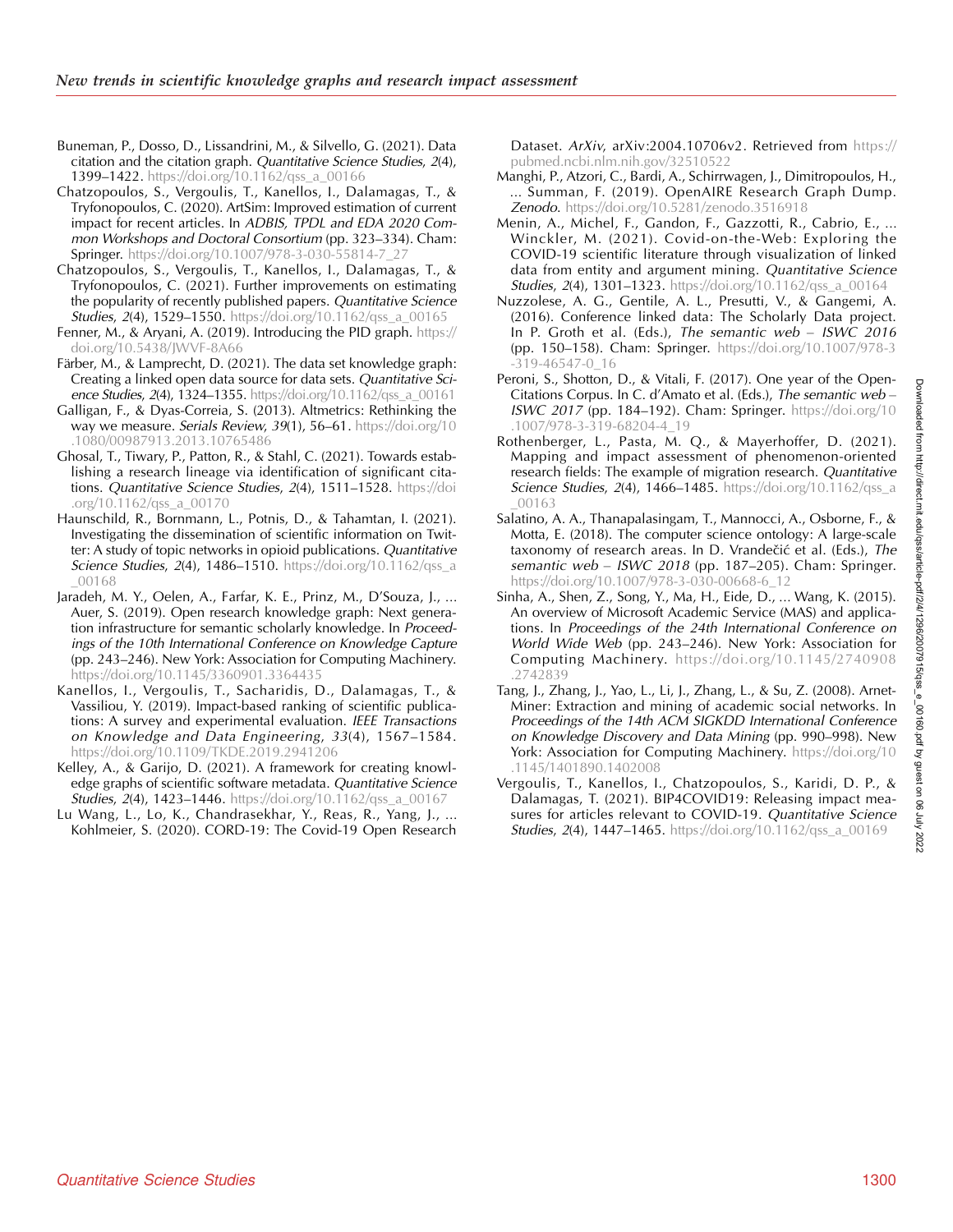Buneman, P., Dosso, D., Lissandrini, M., & Silvello, G. (2021). Data citation and the citation graph. *Quantitative Science Studies*, *2*(4), 1399–1422. https://doi.org/10.1162/qss_a_00166

Chatzopoulos, S., Vergoulis, T., Kanellos, I., Dalamagas, T., & Tryfonopoulos, C. (2020). ArtSim: Improved estimation of current impact for recent articles. In *ADBIS, TPDL and EDA 2020 Common Workshops and Doctoral Consortium* (pp. 323–334). Cham: Springer. https://doi.org/10.1007/978-3-030-55814-7_27

Chatzopoulos, S., Vergoulis, T., Kanellos, I., Dalamagas, T., & Tryfonopoulos, C. (2021). Further improvements on estimating the popularity of recently published papers. *Quantitative Science Studies*, *2*(4), 1529–1550. https://doi.org/10.1162/qss_a_00165

Fenner, M., & Aryani, A. (2019). Introducing the PID graph. https://doi.org/10.5438/JWVF-8A66

Färber, M., & Lamprecht, D. (2021). The data set knowledge graph: Creating a linked open data source for data sets. *Quantitative Science Studies*, *2*(4), 1324–1355. https://doi.org/10.1162/qss_a_00161

Galligan, F., & Dyas-Correia, S. (2013). Altmetrics: Rethinking the way we measure. *Serials Review*, *39*(1), 56–61. https://doi.org/10.1080/00987913.2013.10765486

Ghosal, T., Tiwary, P., Patton, R., & Stahl, C. (2021). Towards establishing a research lineage via identification of significant citations. *Quantitative Science Studies*, *2*(4), 1511–1528. https://doi.org/10.1162/qss_a_00170

Haunschild, R., Bornmann, L., Potnis, D., & Tahamtan, I. (2021). Investigating the dissemination of scientific information on Twitter: A study of topic networks in opioid publications. *Quantitative Science Studies*, *2*(4), 1486–1510. https://doi.org/10.1162/qss_a_00168

Jaradeh, M. Y., Oelen, A., Farfar, K. E., Prinz, M., D'Souza, J., ... Auer, S. (2019). Open research knowledge graph: Next generation infrastructure for semantic scholarly knowledge. In *Proceedings of the 10th International Conference on Knowledge Capture* (pp. 243–246). New York: Association for Computing Machinery. https://doi.org/10.1145/3360901.3364435

Kanellos, I., Vergoulis, T., Sacharidis, D., Dalamagas, T., & Vassiliou, Y. (2019). Impact-based ranking of scientific publications: A survey and experimental evaluation. *IEEE Transactions on Knowledge and Data Engineering*, *33*(4), 1567–1584. https://doi.org/10.1109/TKDE.2019.2941206

Kelley, A., & Garijo, D. (2021). A framework for creating knowledge graphs of scientific software metadata. *Quantitative Science Studies*, *2*(4), 1423–1446. https://doi.org/10.1162/qss_a_00167

Lu Wang, L., Lo, K., Chandrasekhar, Y., Reas, R., Yang, J., ... Kohlmeier, S. (2020). CORD-19: The Covid-19 Open Research Dataset. *ArXiv*, arXiv:2004.10706v2. Retrieved from https://pubmed.ncbi.nlm.nih.gov/32510522

Manghi, P., Atzori, C., Bardi, A., Schirrwagen, J., Dimitropoulos, H., ... Summan, F. (2019). OpenAIRE Research Graph Dump. *Zenodo*. https://doi.org/10.5281/zenodo.3516918

Menin, A., Michel, F., Gandon, F., Gazzotti, R., Cabrio, E., ... Winckler, M. (2021). Covid-on-the-Web: Exploring the COVID-19 scientific literature through visualization of linked data from entity and argument mining. *Quantitative Science Studies*, *2*(4), 1301–1323. https://doi.org/10.1162/qss_a_00164

Nuzzolese, A. G., Gentile, A. L., Presutti, V., & Gangemi, A. (2016). Conference linked data: The Scholarly Data project. In P. Groth et al. (Eds.), *The semantic web – ISWC 2016* (pp. 150–158). Cham: Springer. https://doi.org/10.1007/978-3-319-46547-0_16

Peroni, S., Shotton, D., & Vitali, F. (2017). One year of the OpenCitations Corpus. In C. d'Amato et al. (Eds.), *The semantic web – ISWC 2017* (pp. 184–192). Cham: Springer. https://doi.org/10.1007/978-3-319-68204-4_19

Rothenberger, L., Pasta, M. Q., & Mayerhoffer, D. (2021). Mapping and impact assessment of phenomenon-oriented research fields: The example of migration research. *Quantitative Science Studies*, *2*(4), 1466–1485. https://doi.org/10.1162/qss_a_00163

Salatino, A. A., Thanapalasingam, T., Mannocci, A., Osborne, F., & Motta, E. (2018). The computer science ontology: A large-scale taxonomy of research areas. In D. Vrandečić et al. (Eds.), *The semantic web – ISWC 2018* (pp. 187–205). Cham: Springer. https://doi.org/10.1007/978-3-030-00668-6_12

Sinha, A., Shen, Z., Song, Y., Ma, H., Eide, D., ... Wang, K. (2015). An overview of Microsoft Academic Service (MAS) and applications. In *Proceedings of the 24th International Conference on World Wide Web* (pp. 243–246). New York: Association for Computing Machinery. https://doi.org/10.1145/2740908.2742839

Tang, J., Zhang, J., Yao, L., Li, J., Zhang, L., & Su, Z. (2008). ArnetMiner: Extraction and mining of academic social networks. In *Proceedings of the 14th ACM SIGKDD International Conference on Knowledge Discovery and Data Mining* (pp. 990–998). New York: Association for Computing Machinery. https://doi.org/10.1145/1401890.1402008

Vergoulis, T., Kanellos, I., Chatzopoulos, S., Karidi, D. P., & Dalamagas, T. (2021). BIP4COVID19: Releasing impact measures for articles relevant to COVID-19. *Quantitative Science Studies*, *2*(4), 1447–1465. https://doi.org/10.1162/qss_a_00169